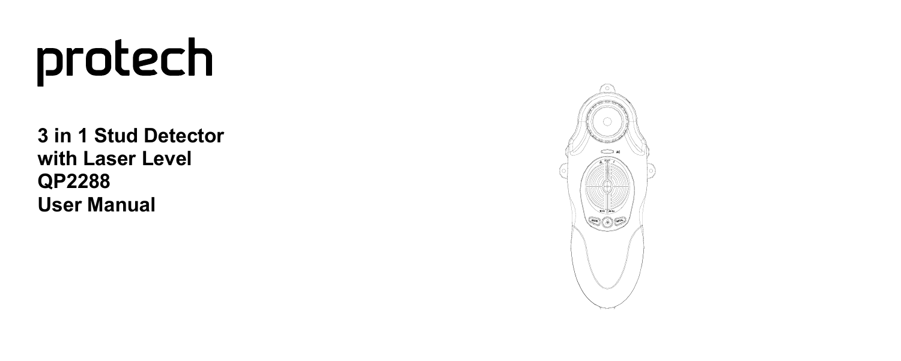# protech

**3 in 1 Stud Detector with Laser Level QP2288 User Manual**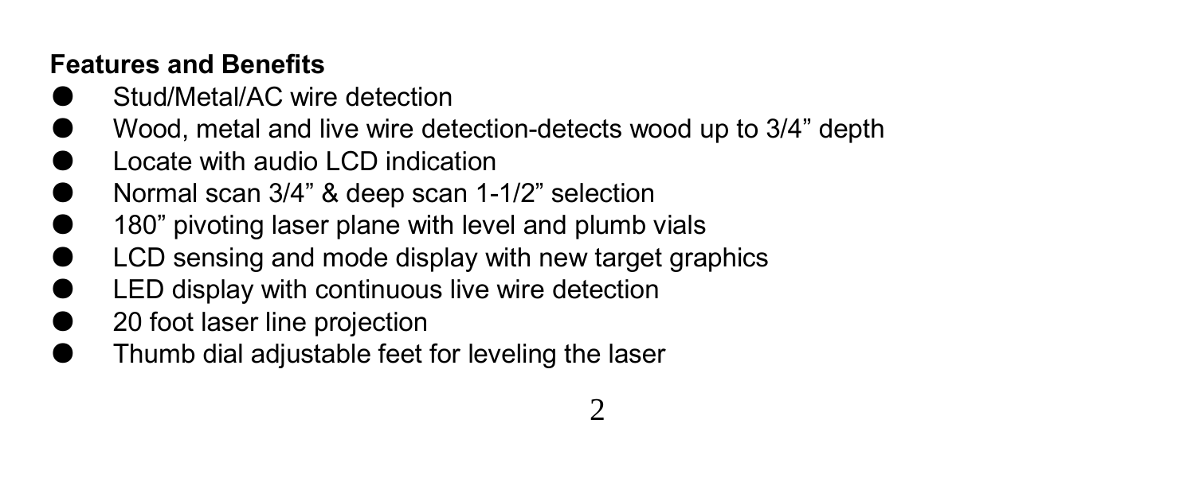**Features and Benefits**

- Stud/Metal/AC wire detection
- Wood, metal and live wire detection-detects wood up to 3/4” depth
- Locate with audio LCD indication
- Normal scan 3/4” & deep scan 1-1/2” selection
- 180” pivoting laser plane with level and plumb vials
- LCD sensing and mode display with new target graphics
- LED display with continuous live wire detection
- 20 foot laser line projection
- Thumb dial adjustable feet for leveling the laser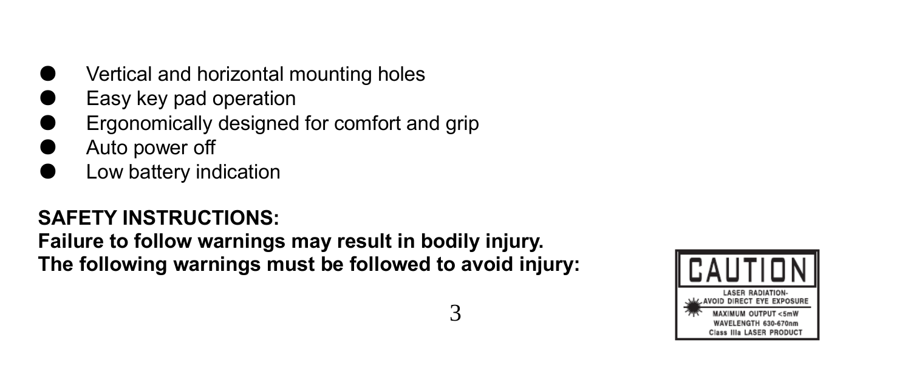- Vertical and horizontal mounting holes
- Easy key pad operation
- Ergonomically designed for comfort and grip
- Auto power off
- Low battery indication

**SAFETY INSTRUCTIONS:**

**Failure to follow warnings may result in bodily injury.**
**The following warnings must be followed to avoid injury:**

CAUTION

LASER RADIATION-
AVOID DIRECT EYE EXPOSURE

MAXIMUM OUTPUT <5mW
WAVELENGTH 630-670nm
Class IIIa LASER PRODUCT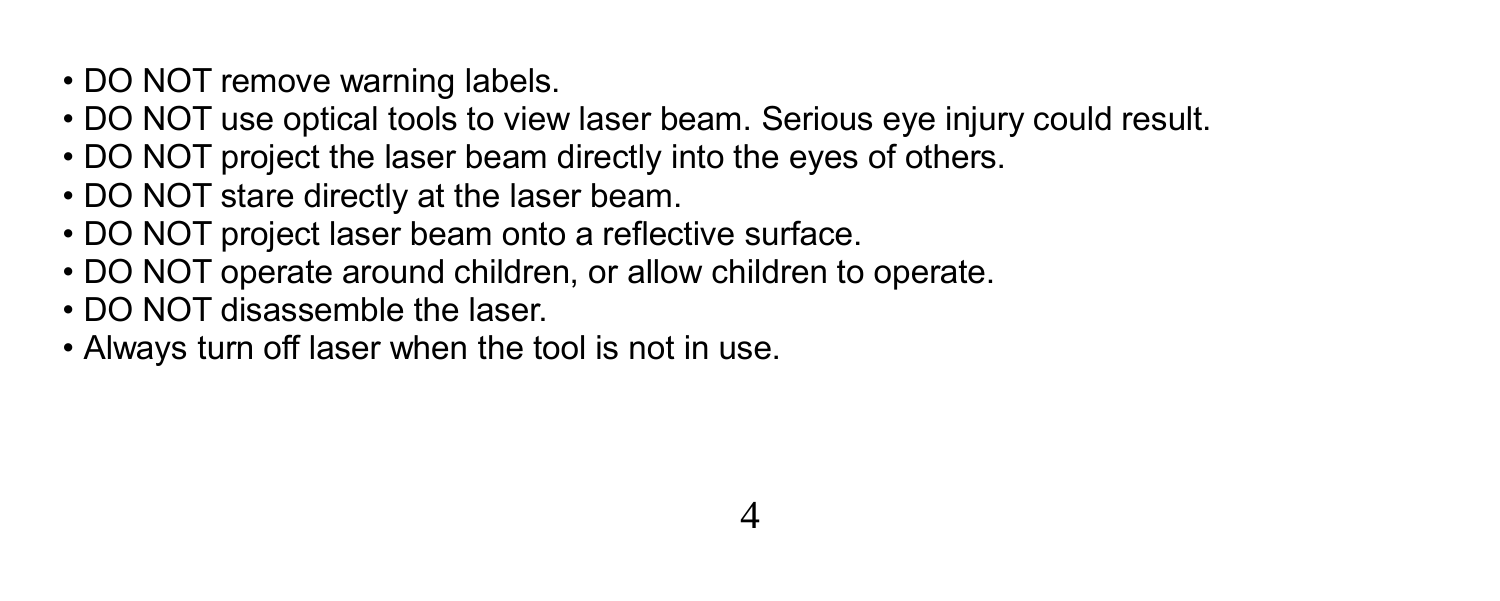- DO NOT remove warning labels.
- DO NOT use optical tools to view laser beam. Serious eye injury could result.
- DO NOT project the laser beam directly into the eyes of others.
- DO NOT stare directly at the laser beam.
- DO NOT project laser beam onto a reflective surface.
- DO NOT operate around children, or allow children to operate.
- DO NOT disassemble the laser.
- Always turn off laser when the tool is not in use.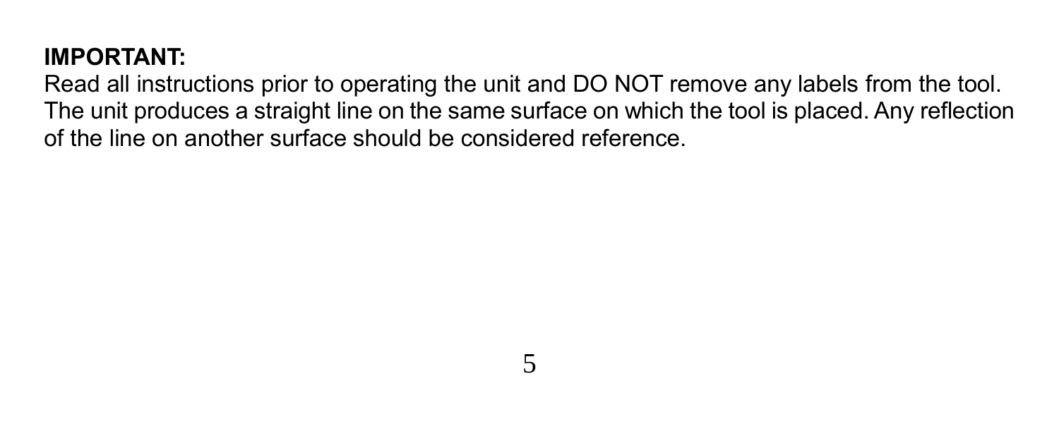**IMPORTANT:**

Read all instructions prior to operating the unit and DO NOT remove any labels from the tool. The unit produces a straight line on the same surface on which the tool is placed. Any reflection of the line on another surface should be considered reference.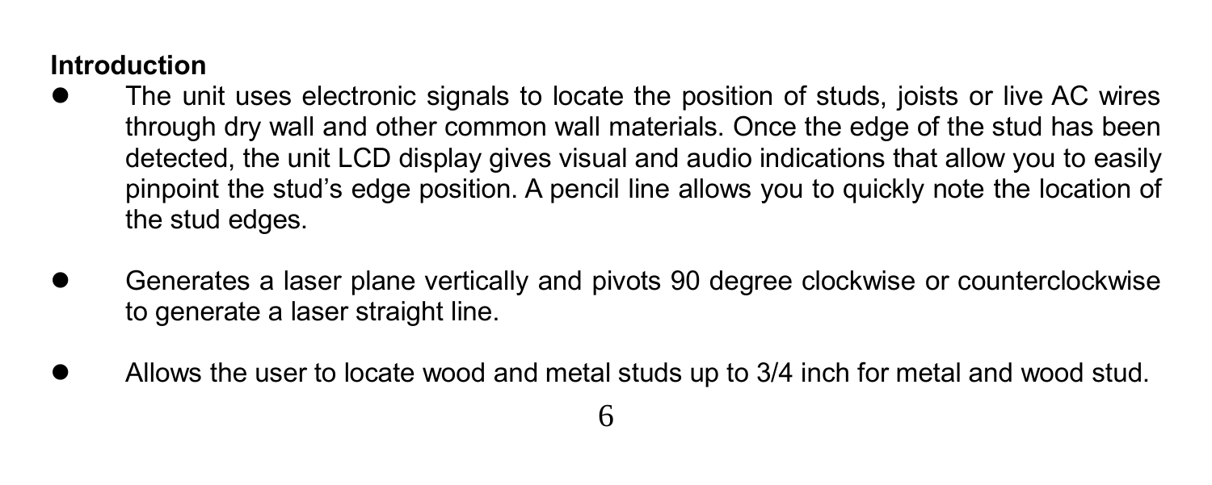## Introduction

- The unit uses electronic signals to locate the position of studs, joists or live AC wires through dry wall and other common wall materials. Once the edge of the stud has been detected, the unit LCD display gives visual and audio indications that allow you to easily pinpoint the stud's edge position. A pencil line allows you to quickly note the location of the stud edges.

- Generates a laser plane vertically and pivots 90 degree clockwise or counterclockwise to generate a laser straight line.

- Allows the user to locate wood and metal studs up to 3/4 inch for metal and wood stud.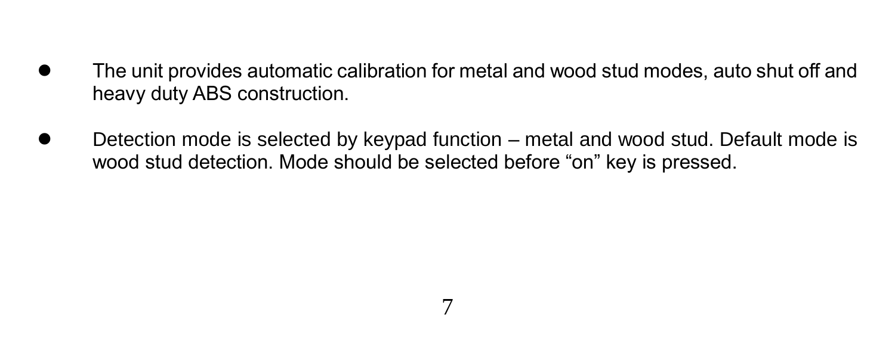- The unit provides automatic calibration for metal and wood stud modes, auto shut off and heavy duty ABS construction.
- Detection mode is selected by keypad function – metal and wood stud. Default mode is wood stud detection. Mode should be selected before “on” key is pressed.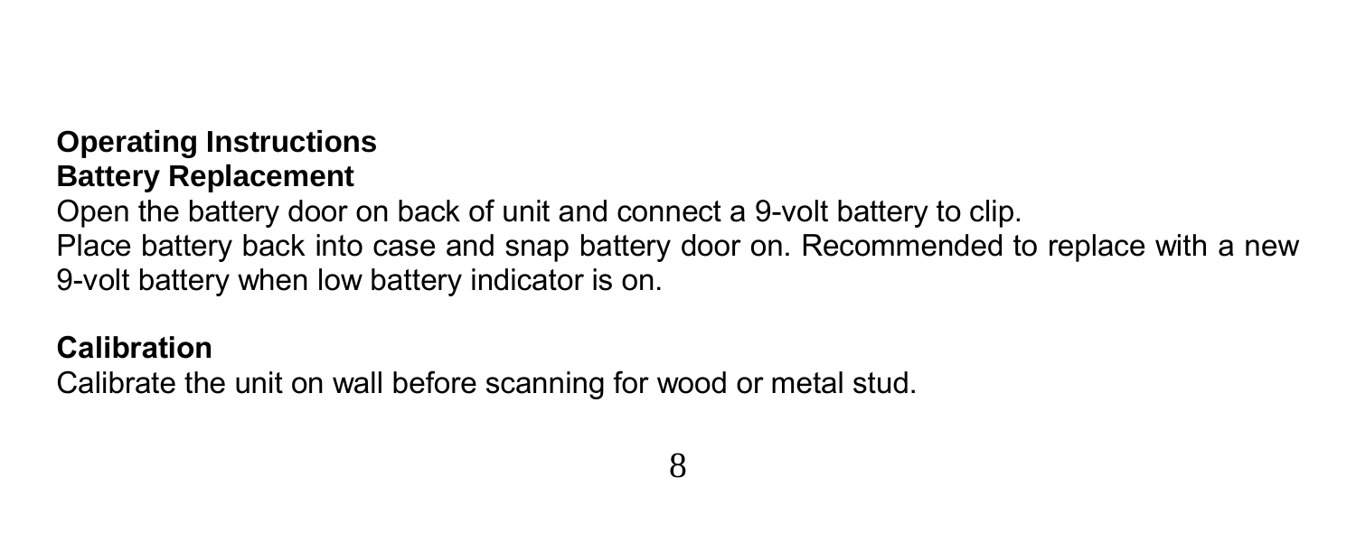## Operating Instructions

### Battery Replacement

Open the battery door on back of unit and connect a 9-volt battery to clip.
Place battery back into case and snap battery door on. Recommended to replace with a new 9-volt battery when low battery indicator is on.

### Calibration

Calibrate the unit on wall before scanning for wood or metal stud.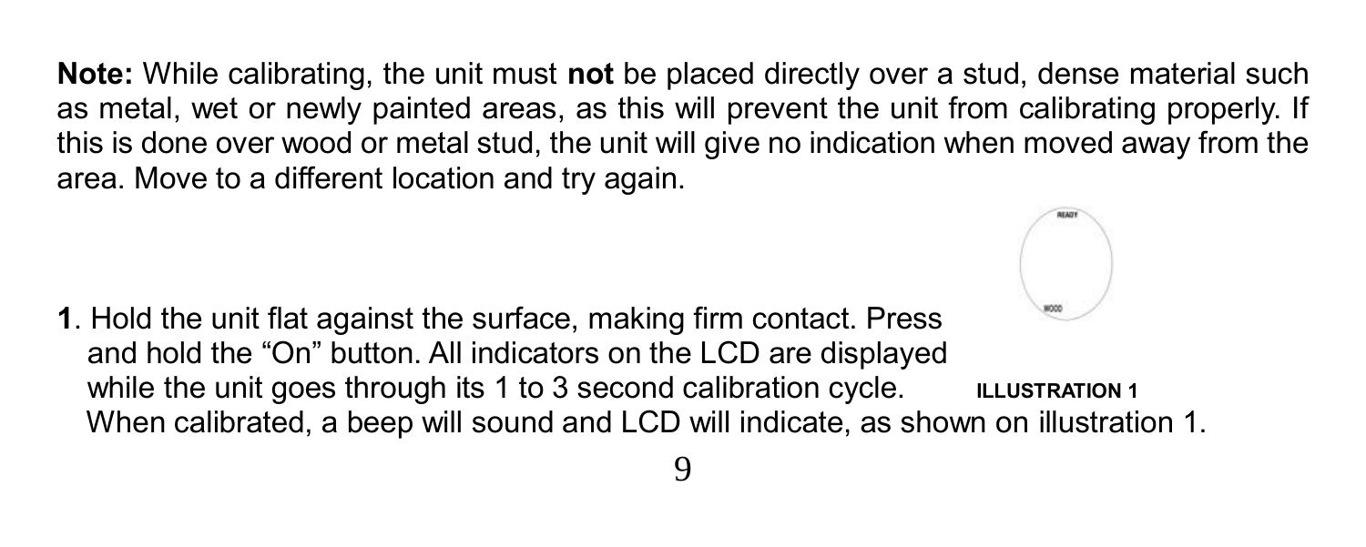**Note:** While calibrating, the unit must **not** be placed directly over a stud, dense material such as metal, wet or newly painted areas, as this will prevent the unit from calibrating properly. If this is done over wood or metal stud, the unit will give no indication when moved away from the area. Move to a different location and try again.

READY

WOOD

**ILLUSTRATION 1**

**1**. Hold the unit flat against the surface, making firm contact. Press and hold the "On" button. All indicators on the LCD are displayed while the unit goes through its 1 to 3 second calibration cycle. When calibrated, a beep will sound and LCD will indicate, as shown on illustration 1.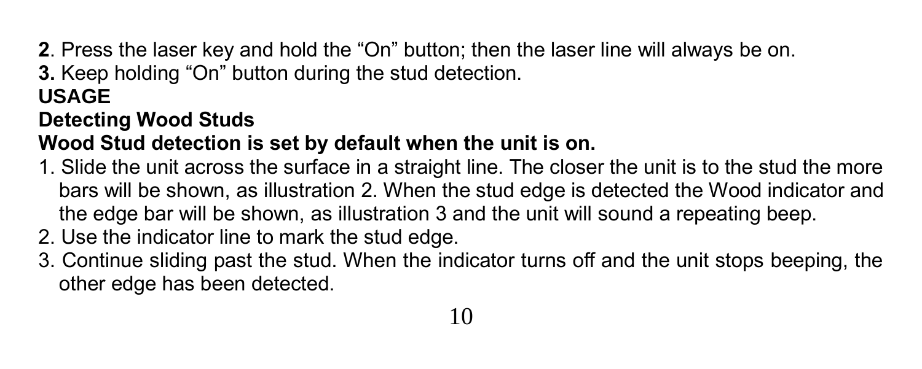**2**. Press the laser key and hold the “On” button; then the laser line will always be on.

**3.** Keep holding “On” button during the stud detection.

## USAGE

### Detecting Wood Studs

**Wood Stud detection is set by default when the unit is on.**

1. Slide the unit across the surface in a straight line. The closer the unit is to the stud the more bars will be shown, as illustration 2. When the stud edge is detected the Wood indicator and the edge bar will be shown, as illustration 3 and the unit will sound a repeating beep.
2. Use the indicator line to mark the stud edge.
3. Continue sliding past the stud. When the indicator turns off and the unit stops beeping, the other edge has been detected.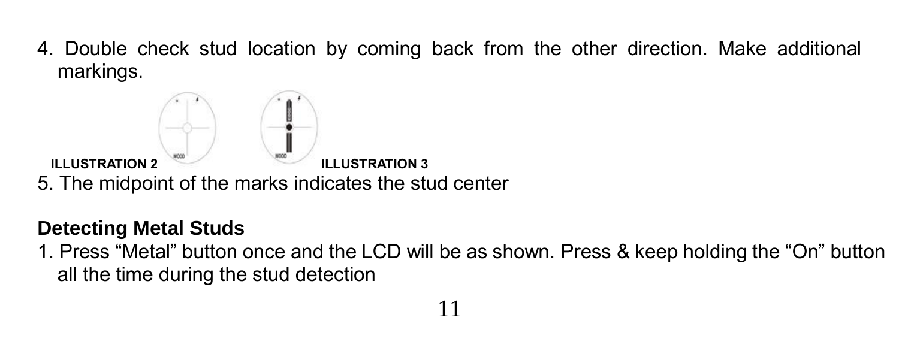4. Double check stud location by coming back from the other direction. Make additional markings.

ILLUSTRATION 2 ILLUSTRATION 3

5. The midpoint of the marks indicates the stud center

**Detecting Metal Studs**

1. Press “Metal” button once and the LCD will be as shown. Press & keep holding the “On” button all the time during the stud detection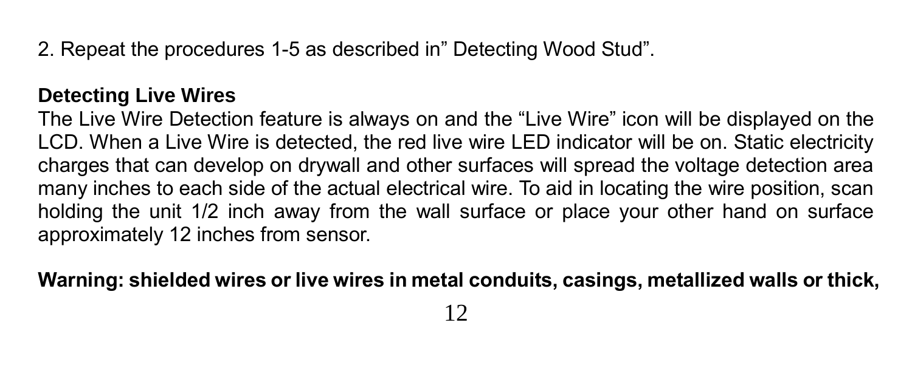2. Repeat the procedures 1-5 as described in" Detecting Wood Stud".

**Detecting Live Wires**

The Live Wire Detection feature is always on and the "Live Wire" icon will be displayed on the LCD. When a Live Wire is detected, the red live wire LED indicator will be on. Static electricity charges that can develop on drywall and other surfaces will spread the voltage detection area many inches to each side of the actual electrical wire. To aid in locating the wire position, scan holding the unit 1/2 inch away from the wall surface or place your other hand on surface approximately 12 inches from sensor.

**Warning: shielded wires or live wires in metal conduits, casings, metallized walls or thick,**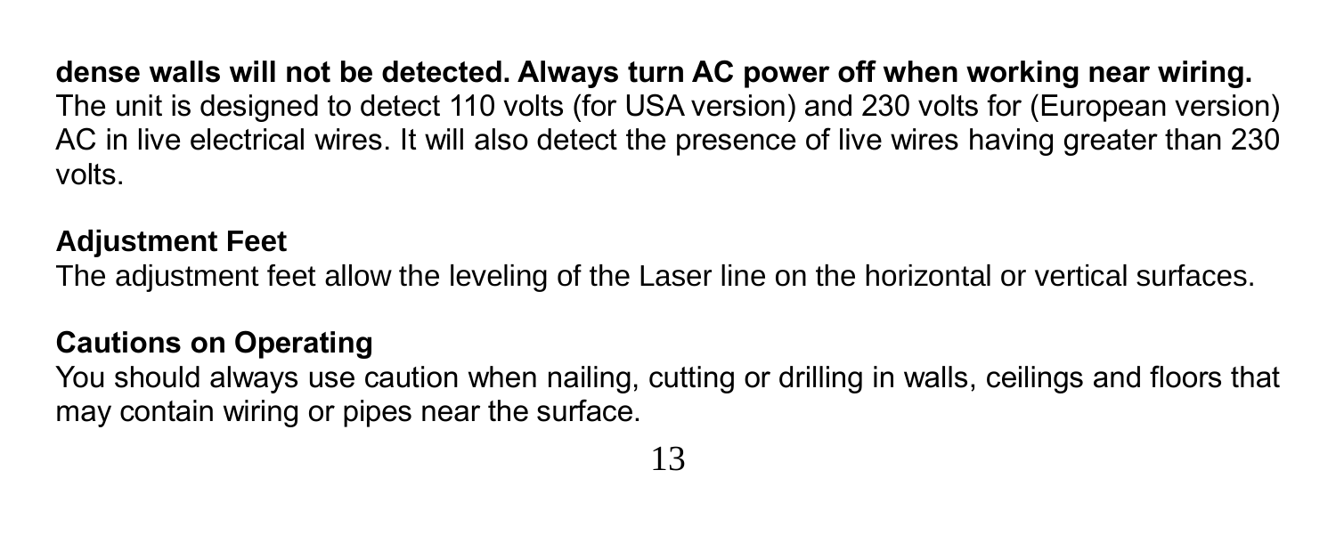**dense walls will not be detected. Always turn AC power off when working near wiring.** The unit is designed to detect 110 volts (for USA version) and 230 volts for (European version) AC in live electrical wires. It will also detect the presence of live wires having greater than 230 volts.

**Adjustment Feet**

The adjustment feet allow the leveling of the Laser line on the horizontal or vertical surfaces.

**Cautions on Operating**

You should always use caution when nailing, cutting or drilling in walls, ceilings and floors that may contain wiring or pipes near the surface.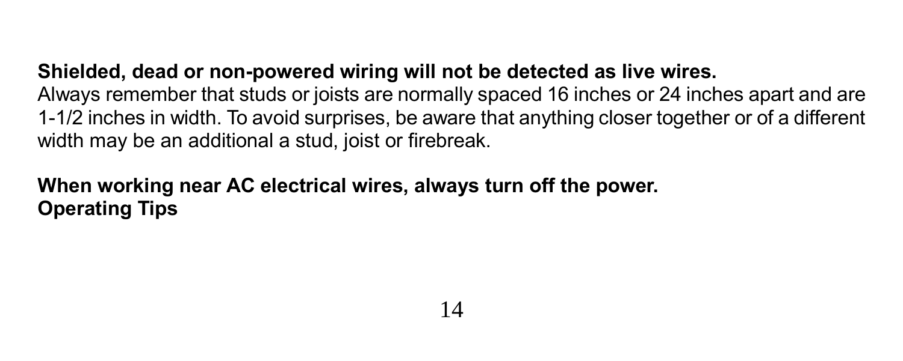**Shielded, dead or non-powered wiring will not be detected as live wires.**

Always remember that studs or joists are normally spaced 16 inches or 24 inches apart and are 1-1/2 inches in width. To avoid surprises, be aware that anything closer together or of a different width may be an additional a stud, joist or firebreak.

**When working near AC electrical wires, always turn off the power.**

**Operating Tips**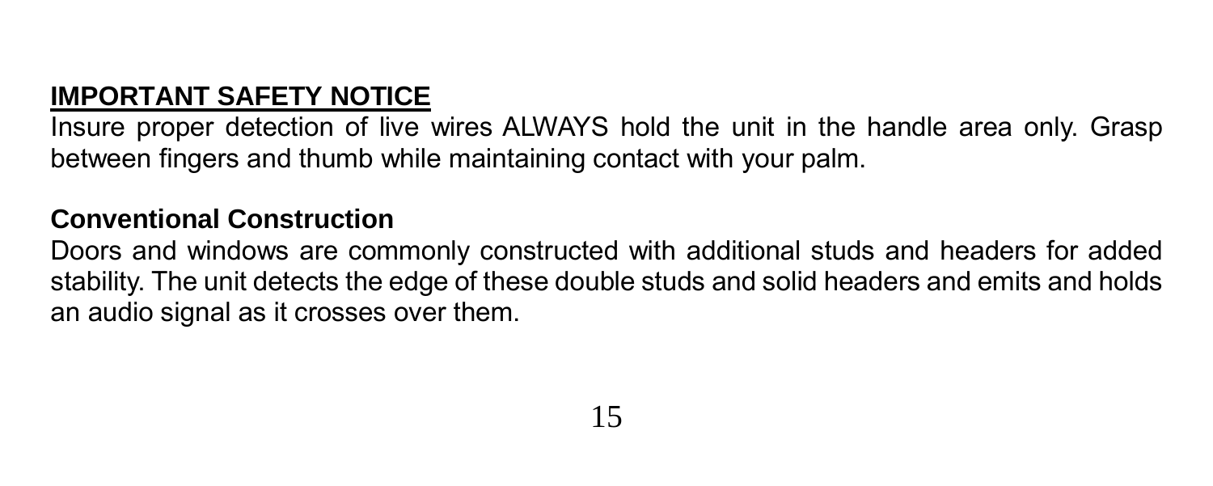**<u>IMPORTANT SAFETY NOTICE</u>**

Insure proper detection of live wires ALWAYS hold the unit in the handle area only. Grasp between fingers and thumb while maintaining contact with your palm.

**Conventional Construction**

Doors and windows are commonly constructed with additional studs and headers for added stability. The unit detects the edge of these double studs and solid headers and emits and holds an audio signal as it crosses over them.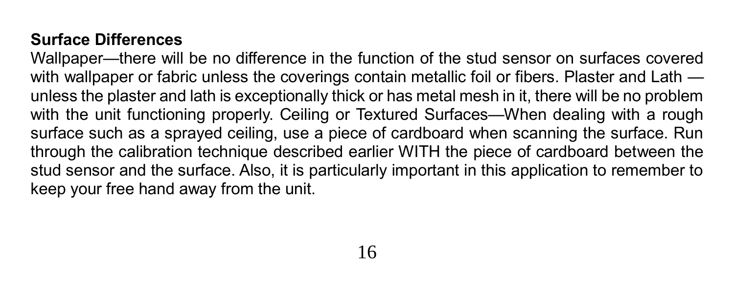**Surface Differences**

Wallpaper—there will be no difference in the function of the stud sensor on surfaces covered with wallpaper or fabric unless the coverings contain metallic foil or fibers. Plaster and Lath — unless the plaster and lath is exceptionally thick or has metal mesh in it, there will be no problem with the unit functioning properly. Ceiling or Textured Surfaces—When dealing with a rough surface such as a sprayed ceiling, use a piece of cardboard when scanning the surface. Run through the calibration technique described earlier WITH the piece of cardboard between the stud sensor and the surface. Also, it is particularly important in this application to remember to keep your free hand away from the unit.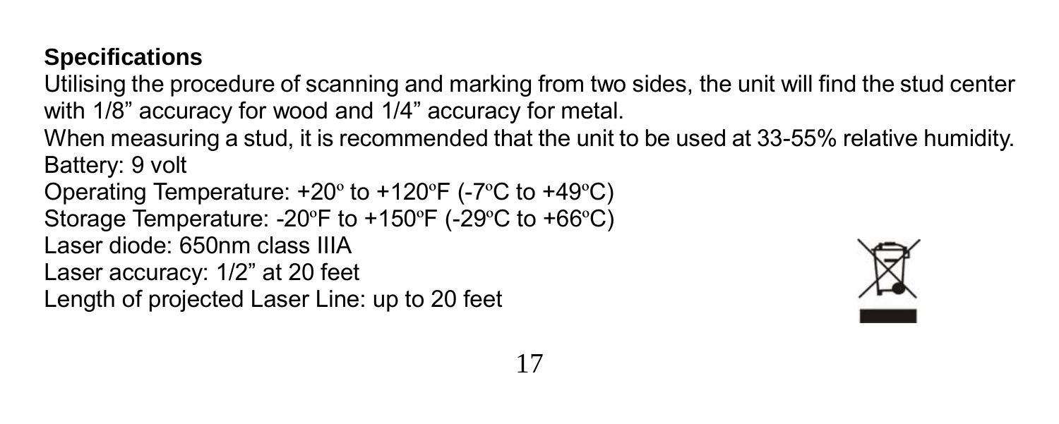**Specifications**

Utilising the procedure of scanning and marking from two sides, the unit will find the stud center with 1/8” accuracy for wood and 1/4” accuracy for metal.

When measuring a stud, it is recommended that the unit to be used at 33-55% relative humidity.

Battery: 9 volt

Operating Temperature: +20º to +120ºF (-7ºC to +49ºC)

Storage Temperature: -20ºF to +150ºF (-29ºC to +66ºC)

Laser diode: 650nm class IIIA

Laser accuracy: 1/2” at 20 feet

Length of projected Laser Line: up to 20 feet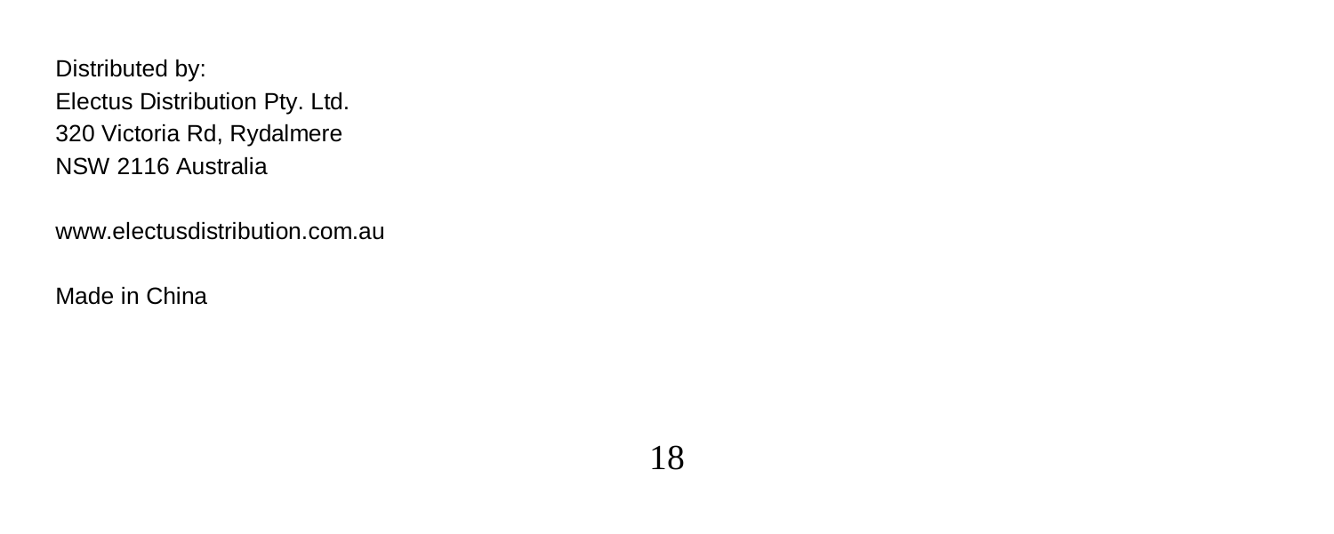Distributed by:
Electus Distribution Pty. Ltd.
320 Victoria Rd, Rydalmere
NSW 2116 Australia

www.electusdistribution.com.au

Made in China